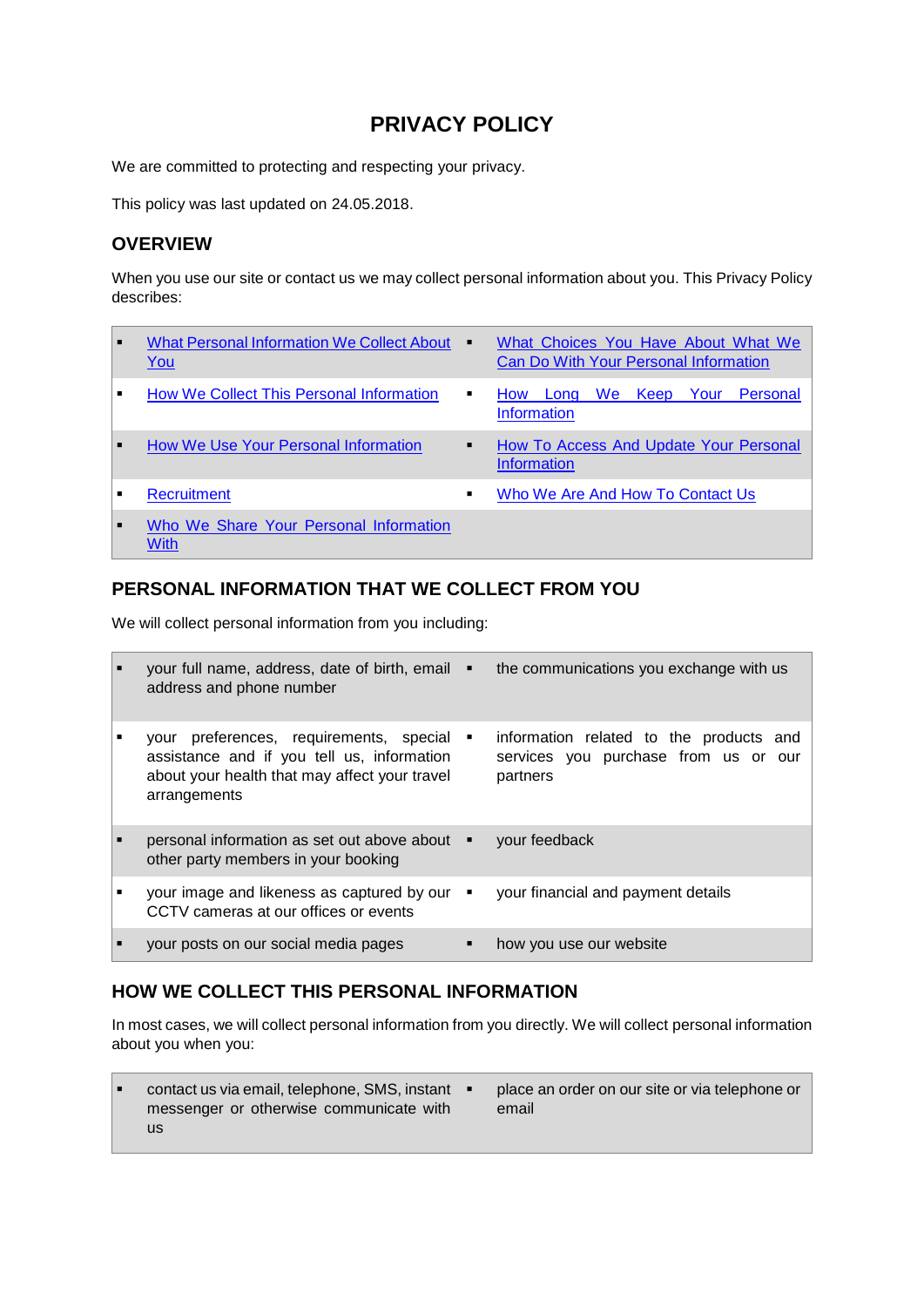# PRIVACY POLICY

We are committed to protecting and respecting your privacy.

This policy was last updated on 24.05.2018.

## OVERVIEW

When you use our site or contact us we may collect personal information about you. This Privacy Policy describes:

- What Personal Information We Collect About You
- How We Collect This Personal Information
- How We Use Your Personal Information
- Recruitment
- Who We Share Your Personal Information With
- What Choices You Have About What We Can Do With Your Personal Information
- How Long We Keep Your Personal Information
- How To Access And Update Your Personal Information
- Who We Are And How To Contact Us

## PERSONAL INFORMATION THAT WE COLLECT FROM YOU

We will collect personal information from you including:

- your full name, address, date of birth, email address and phone number
- your preferences, requirements, special assistance and if you tell us, information about your health that may affect your travel arrangements
- personal information as set out above about other party members in your booking
- your image and likeness as captured by our CCTV cameras at our offices or events
- your posts on our social media pages
- the communications you exchange with us
- information related to the products and services you purchase from us or our partners
- your feedback
- your financial and payment details
- how you use our website

## HOW WE COLLECT THIS PERSONAL INFORMATION

In most cases, we will collect personal information from you directly. We will collect personal information about you when you:

- contact us via email, telephone, SMS, instant messenger or otherwise communicate with us
- place an order on our site or via telephone or email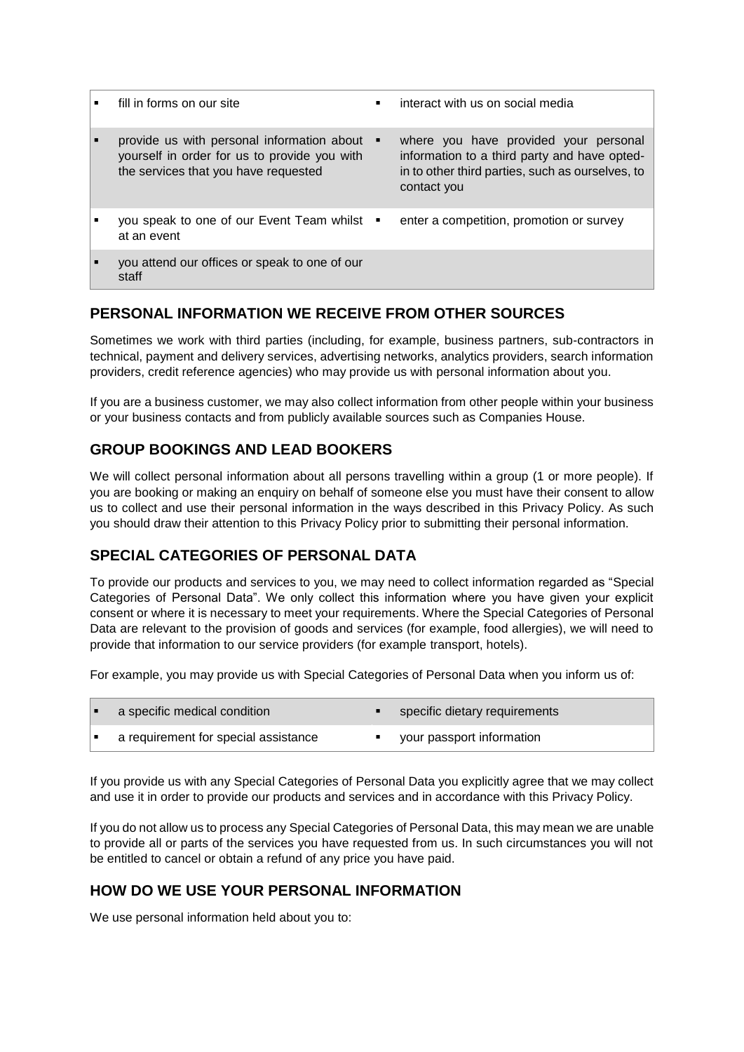- fill in forms on our site
- interact with us on social media
- provide us with personal information about yourself in order for us to provide you with the services that you have requested
- where you have provided your personal information to a third party and have opted-in to other third parties, such as ourselves, to contact you
- you speak to one of our Event Team whilst at an event
- enter a competition, promotion or survey
- you attend our offices or speak to one of our staff

## PERSONAL INFORMATION WE RECEIVE FROM OTHER SOURCES

Sometimes we work with third parties (including, for example, business partners, sub-contractors in technical, payment and delivery services, advertising networks, analytics providers, search information providers, credit reference agencies) who may provide us with personal information about you.

If you are a business customer, we may also collect information from other people within your business or your business contacts and from publicly available sources such as Companies House.

## GROUP BOOKINGS AND LEAD BOOKERS

We will collect personal information about all persons travelling within a group (1 or more people). If you are booking or making an enquiry on behalf of someone else you must have their consent to allow us to collect and use their personal information in the ways described in this Privacy Policy. As such you should draw their attention to this Privacy Policy prior to submitting their personal information.

## SPECIAL CATEGORIES OF PERSONAL DATA

To provide our products and services to you, we may need to collect information regarded as "Special Categories of Personal Data". We only collect this information where you have given your explicit consent or where it is necessary to meet your requirements. Where the Special Categories of Personal Data are relevant to the provision of goods and services (for example, food allergies), we will need to provide that information to our service providers (for example transport, hotels).

For example, you may provide us with Special Categories of Personal Data when you inform us of:

- a specific medical condition
- specific dietary requirements
- a requirement for special assistance
- your passport information

If you provide us with any Special Categories of Personal Data you explicitly agree that we may collect and use it in order to provide our products and services and in accordance with this Privacy Policy.

If you do not allow us to process any Special Categories of Personal Data, this may mean we are unable to provide all or parts of the services you have requested from us. In such circumstances you will not be entitled to cancel or obtain a refund of any price you have paid.

## HOW DO WE USE YOUR PERSONAL INFORMATION

We use personal information held about you to: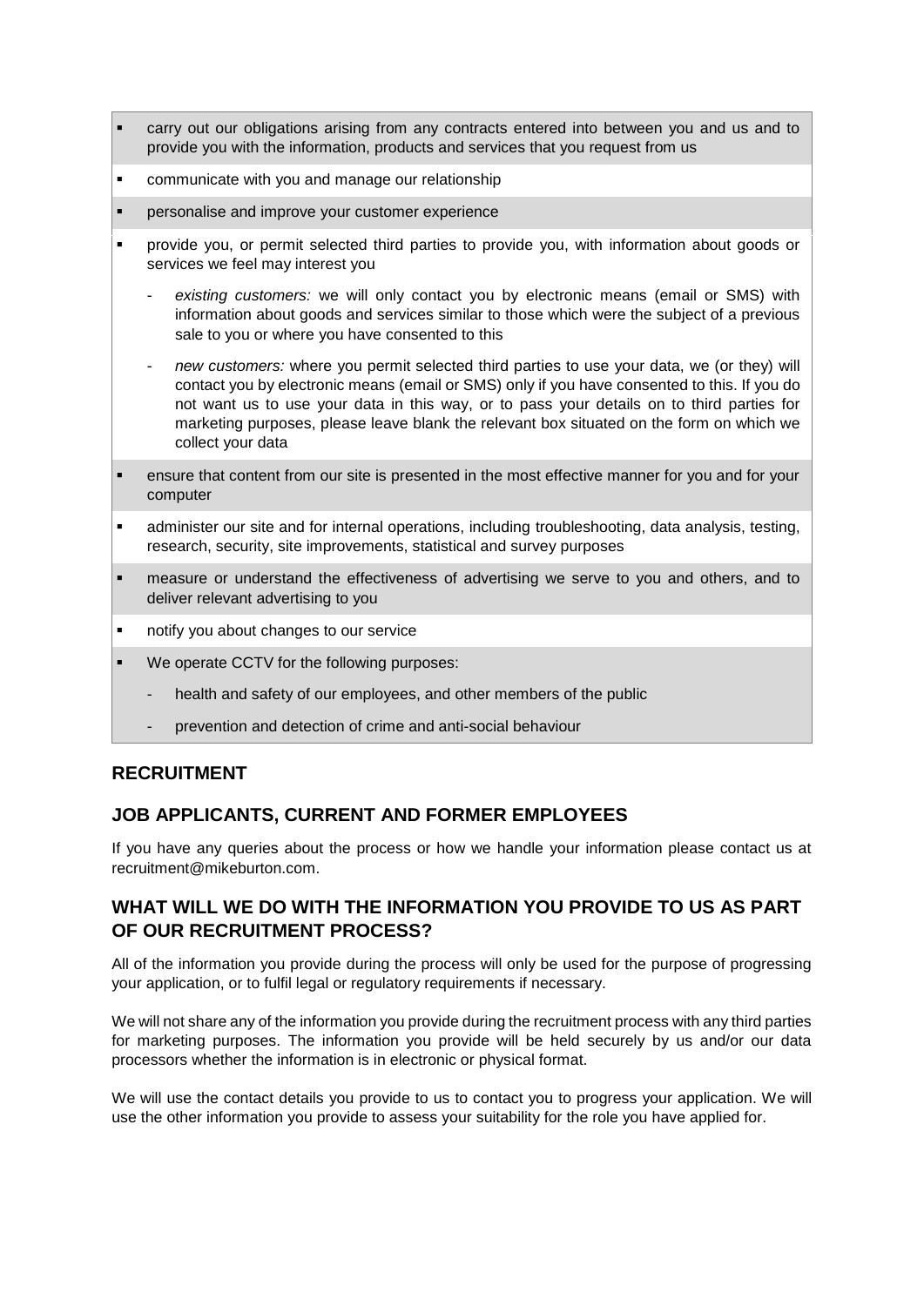- carry out our obligations arising from any contracts entered into between you and us and to provide you with the information, products and services that you request from us
- communicate with you and manage our relationship
- personalise and improve your customer experience
- provide you, or permit selected third parties to provide you, with information about goods or services we feel may interest you
  - *existing customers:* we will only contact you by electronic means (email or SMS) with information about goods and services similar to those which were the subject of a previous sale to you or where you have consented to this
  - *new customers:* where you permit selected third parties to use your data, we (or they) will contact you by electronic means (email or SMS) only if you have consented to this. If you do not want us to use your data in this way, or to pass your details on to third parties for marketing purposes, please leave blank the relevant box situated on the form on which we collect your data
- ensure that content from our site is presented in the most effective manner for you and for your computer
- administer our site and for internal operations, including troubleshooting, data analysis, testing, research, security, site improvements, statistical and survey purposes
- measure or understand the effectiveness of advertising we serve to you and others, and to deliver relevant advertising to you
- notify you about changes to our service
- We operate CCTV for the following purposes:
  - health and safety of our employees, and other members of the public
  - prevention and detection of crime and anti-social behaviour

## RECRUITMENT

## JOB APPLICANTS, CURRENT AND FORMER EMPLOYEES

If you have any queries about the process or how we handle your information please contact us at recruitment@mikeburton.com.

## WHAT WILL WE DO WITH THE INFORMATION YOU PROVIDE TO US AS PART OF OUR RECRUITMENT PROCESS?

All of the information you provide during the process will only be used for the purpose of progressing your application, or to fulfil legal or regulatory requirements if necessary.

We will not share any of the information you provide during the recruitment process with any third parties for marketing purposes. The information you provide will be held securely by us and/or our data processors whether the information is in electronic or physical format.

We will use the contact details you provide to us to contact you to progress your application. We will use the other information you provide to assess your suitability for the role you have applied for.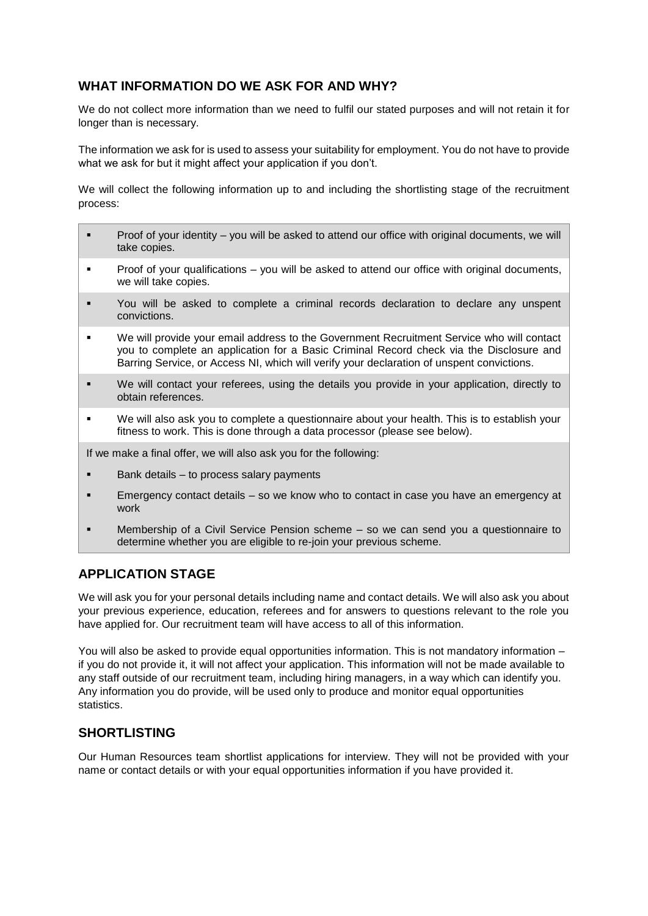## WHAT INFORMATION DO WE ASK FOR AND WHY?

We do not collect more information than we need to fulfil our stated purposes and will not retain it for longer than is necessary.

The information we ask for is used to assess your suitability for employment. You do not have to provide what we ask for but it might affect your application if you don't.

We will collect the following information up to and including the shortlisting stage of the recruitment process:

- Proof of your identity – you will be asked to attend our office with original documents, we will take copies.
- Proof of your qualifications – you will be asked to attend our office with original documents, we will take copies.
- You will be asked to complete a criminal records declaration to declare any unspent convictions.
- We will provide your email address to the Government Recruitment Service who will contact you to complete an application for a Basic Criminal Record check via the Disclosure and Barring Service, or Access NI, which will verify your declaration of unspent convictions.
- We will contact your referees, using the details you provide in your application, directly to obtain references.
- We will also ask you to complete a questionnaire about your health. This is to establish your fitness to work. This is done through a data processor (please see below).

If we make a final offer, we will also ask you for the following:

- Bank details – to process salary payments
- Emergency contact details – so we know who to contact in case you have an emergency at work
- Membership of a Civil Service Pension scheme – so we can send you a questionnaire to determine whether you are eligible to re-join your previous scheme.

## APPLICATION STAGE

We will ask you for your personal details including name and contact details. We will also ask you about your previous experience, education, referees and for answers to questions relevant to the role you have applied for. Our recruitment team will have access to all of this information.

You will also be asked to provide equal opportunities information. This is not mandatory information – if you do not provide it, it will not affect your application. This information will not be made available to any staff outside of our recruitment team, including hiring managers, in a way which can identify you. Any information you do provide, will be used only to produce and monitor equal opportunities statistics.

## SHORTLISTING

Our Human Resources team shortlist applications for interview. They will not be provided with your name or contact details or with your equal opportunities information if you have provided it.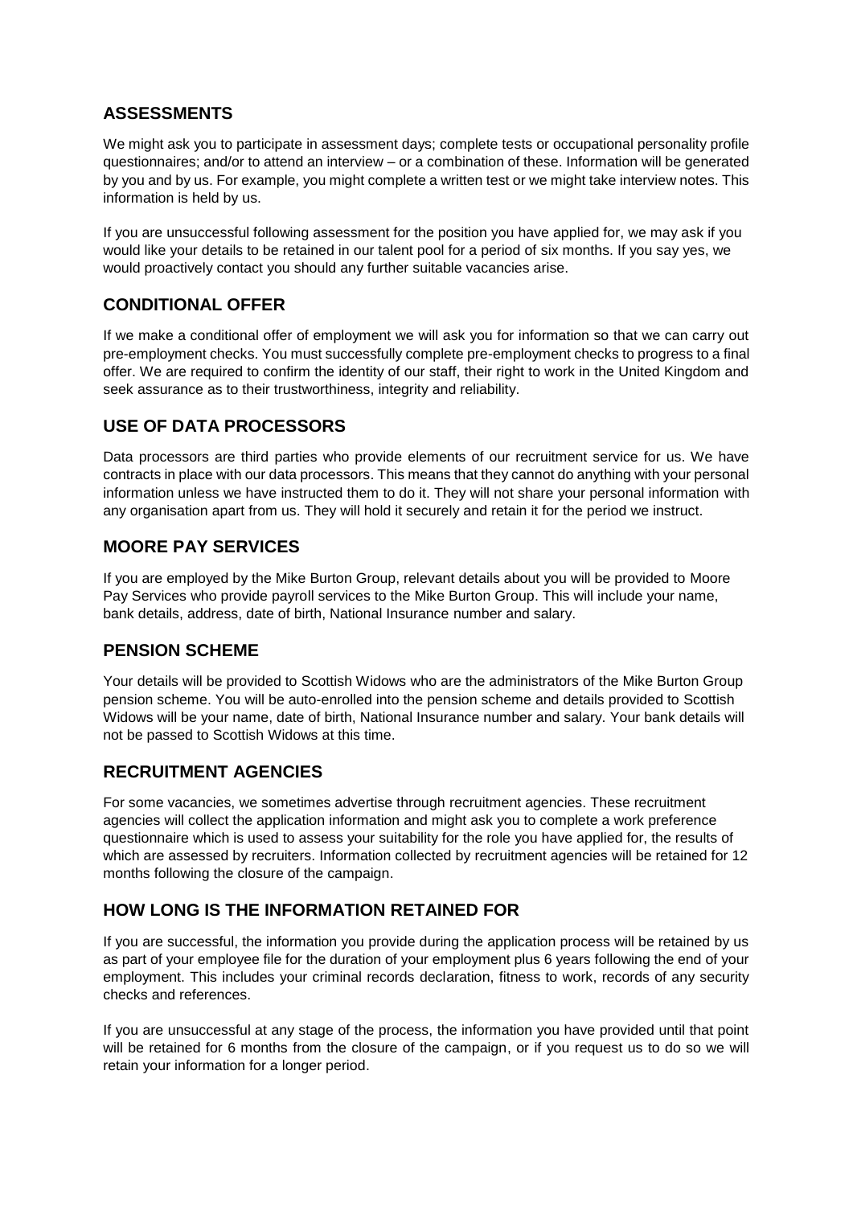## ASSESSMENTS

We might ask you to participate in assessment days; complete tests or occupational personality profile questionnaires; and/or to attend an interview – or a combination of these. Information will be generated by you and by us. For example, you might complete a written test or we might take interview notes. This information is held by us.

If you are unsuccessful following assessment for the position you have applied for, we may ask if you would like your details to be retained in our talent pool for a period of six months. If you say yes, we would proactively contact you should any further suitable vacancies arise.

## CONDITIONAL OFFER

If we make a conditional offer of employment we will ask you for information so that we can carry out pre-employment checks. You must successfully complete pre-employment checks to progress to a final offer. We are required to confirm the identity of our staff, their right to work in the United Kingdom and seek assurance as to their trustworthiness, integrity and reliability.

## USE OF DATA PROCESSORS

Data processors are third parties who provide elements of our recruitment service for us. We have contracts in place with our data processors. This means that they cannot do anything with your personal information unless we have instructed them to do it. They will not share your personal information with any organisation apart from us. They will hold it securely and retain it for the period we instruct.

## MOORE PAY SERVICES

If you are employed by the Mike Burton Group, relevant details about you will be provided to Moore Pay Services who provide payroll services to the Mike Burton Group. This will include your name, bank details, address, date of birth, National Insurance number and salary.

## PENSION SCHEME

Your details will be provided to Scottish Widows who are the administrators of the Mike Burton Group pension scheme. You will be auto-enrolled into the pension scheme and details provided to Scottish Widows will be your name, date of birth, National Insurance number and salary. Your bank details will not be passed to Scottish Widows at this time.

## RECRUITMENT AGENCIES

For some vacancies, we sometimes advertise through recruitment agencies. These recruitment agencies will collect the application information and might ask you to complete a work preference questionnaire which is used to assess your suitability for the role you have applied for, the results of which are assessed by recruiters. Information collected by recruitment agencies will be retained for 12 months following the closure of the campaign.

## HOW LONG IS THE INFORMATION RETAINED FOR

If you are successful, the information you provide during the application process will be retained by us as part of your employee file for the duration of your employment plus 6 years following the end of your employment. This includes your criminal records declaration, fitness to work, records of any security checks and references.

If you are unsuccessful at any stage of the process, the information you have provided until that point will be retained for 6 months from the closure of the campaign, or if you request us to do so we will retain your information for a longer period.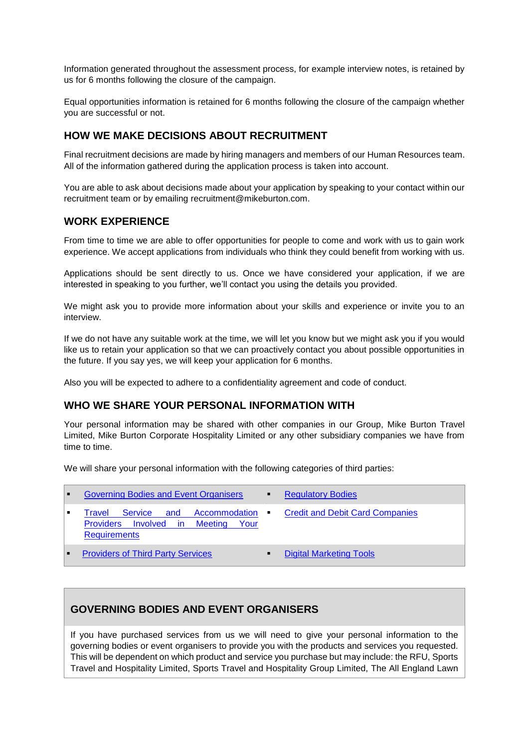Information generated throughout the assessment process, for example interview notes, is retained by us for 6 months following the closure of the campaign.

Equal opportunities information is retained for 6 months following the closure of the campaign whether you are successful or not.

## HOW WE MAKE DECISIONS ABOUT RECRUITMENT

Final recruitment decisions are made by hiring managers and members of our Human Resources team. All of the information gathered during the application process is taken into account.

You are able to ask about decisions made about your application by speaking to your contact within our recruitment team or by emailing recruitment@mikeburton.com.

## WORK EXPERIENCE

From time to time we are able to offer opportunities for people to come and work with us to gain work experience. We accept applications from individuals who think they could benefit from working with us.

Applications should be sent directly to us. Once we have considered your application, if we are interested in speaking to you further, we'll contact you using the details you provided.

We might ask you to provide more information about your skills and experience or invite you to an interview.

If we do not have any suitable work at the time, we will let you know but we might ask you if you would like us to retain your application so that we can proactively contact you about possible opportunities in the future. If you say yes, we will keep your application for 6 months.

Also you will be expected to adhere to a confidentiality agreement and code of conduct.

## WHO WE SHARE YOUR PERSONAL INFORMATION WITH

Your personal information may be shared with other companies in our Group, Mike Burton Travel Limited, Mike Burton Corporate Hospitality Limited or any other subsidiary companies we have from time to time.

We will share your personal information with the following categories of third parties:

- Governing Bodies and Event Organisers
- Regulatory Bodies
- Travel Service and Accommodation Providers Involved in Meeting Your Requirements
- Credit and Debit Card Companies
- Providers of Third Party Services
- Digital Marketing Tools

### GOVERNING BODIES AND EVENT ORGANISERS

If you have purchased services from us we will need to give your personal information to the governing bodies or event organisers to provide you with the products and services you requested. This will be dependent on which product and service you purchase but may include: the RFU, Sports Travel and Hospitality Limited, Sports Travel and Hospitality Group Limited, The All England Lawn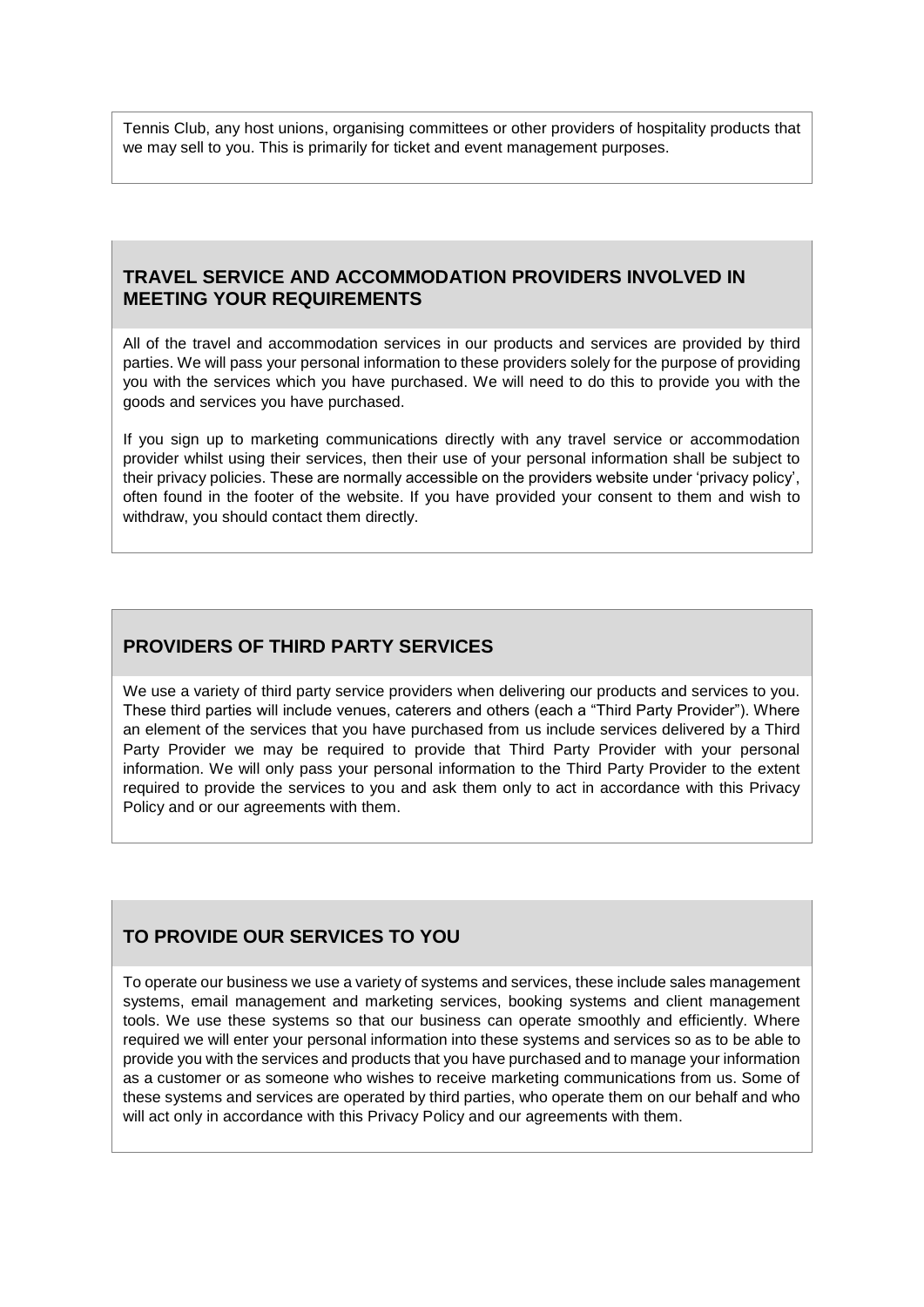Tennis Club, any host unions, organising committees or other providers of hospitality products that we may sell to you. This is primarily for ticket and event management purposes.

## TRAVEL SERVICE AND ACCOMMODATION PROVIDERS INVOLVED IN MEETING YOUR REQUIREMENTS

All of the travel and accommodation services in our products and services are provided by third parties. We will pass your personal information to these providers solely for the purpose of providing you with the services which you have purchased. We will need to do this to provide you with the goods and services you have purchased.

If you sign up to marketing communications directly with any travel service or accommodation provider whilst using their services, then their use of your personal information shall be subject to their privacy policies. These are normally accessible on the providers website under 'privacy policy', often found in the footer of the website. If you have provided your consent to them and wish to withdraw, you should contact them directly.

## PROVIDERS OF THIRD PARTY SERVICES

We use a variety of third party service providers when delivering our products and services to you. These third parties will include venues, caterers and others (each a "Third Party Provider"). Where an element of the services that you have purchased from us include services delivered by a Third Party Provider we may be required to provide that Third Party Provider with your personal information. We will only pass your personal information to the Third Party Provider to the extent required to provide the services to you and ask them only to act in accordance with this Privacy Policy and or our agreements with them.

## TO PROVIDE OUR SERVICES TO YOU

To operate our business we use a variety of systems and services, these include sales management systems, email management and marketing services, booking systems and client management tools. We use these systems so that our business can operate smoothly and efficiently. Where required we will enter your personal information into these systems and services so as to be able to provide you with the services and products that you have purchased and to manage your information as a customer or as someone who wishes to receive marketing communications from us. Some of these systems and services are operated by third parties, who operate them on our behalf and who will act only in accordance with this Privacy Policy and our agreements with them.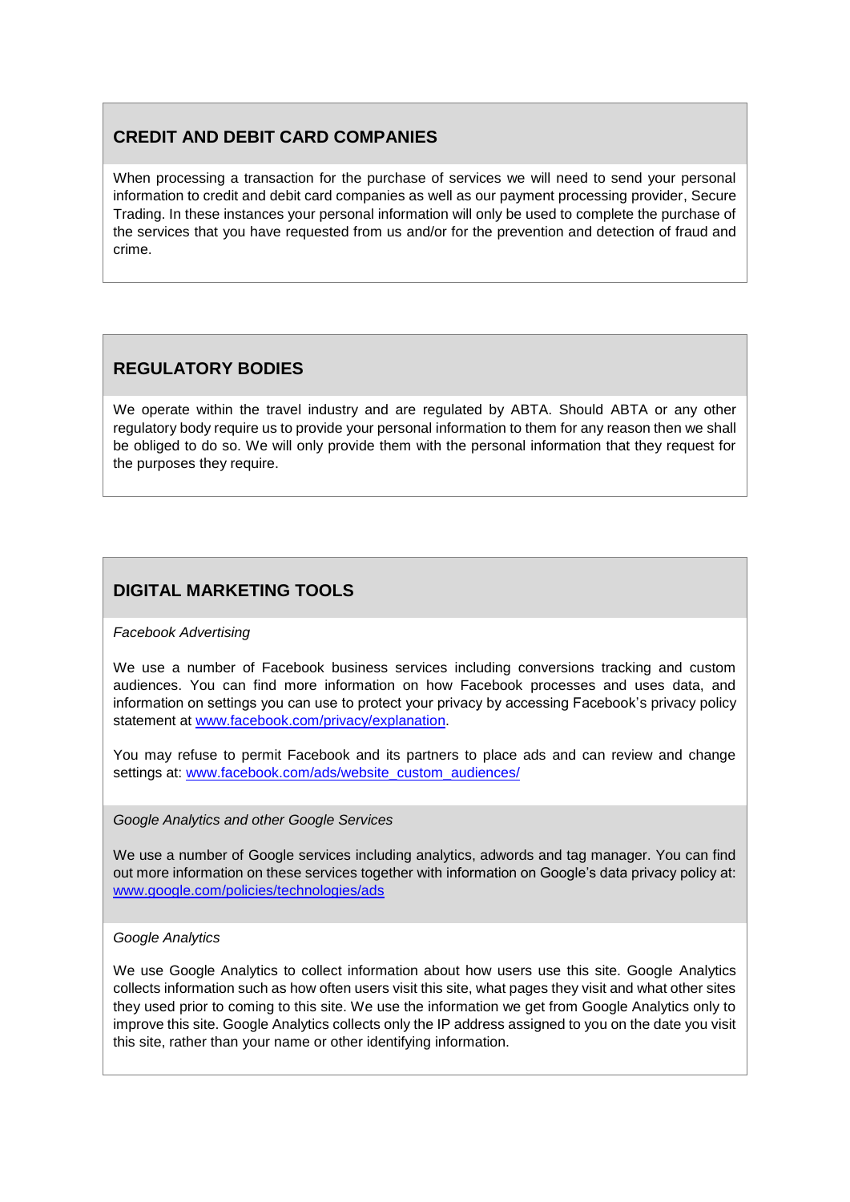## CREDIT AND DEBIT CARD COMPANIES

When processing a transaction for the purchase of services we will need to send your personal information to credit and debit card companies as well as our payment processing provider, Secure Trading. In these instances your personal information will only be used to complete the purchase of the services that you have requested from us and/or for the prevention and detection of fraud and crime.

## REGULATORY BODIES

We operate within the travel industry and are regulated by ABTA. Should ABTA or any other regulatory body require us to provide your personal information to them for any reason then we shall be obliged to do so. We will only provide them with the personal information that they request for the purposes they require.

## DIGITAL MARKETING TOOLS

*Facebook Advertising*

We use a number of Facebook business services including conversions tracking and custom audiences. You can find more information on how Facebook processes and uses data, and information on settings you can use to protect your privacy by accessing Facebook's privacy policy statement at [www.facebook.com/privacy/explanation](http://www.facebook.com/privacy/explanation).

You may refuse to permit Facebook and its partners to place ads and can review and change settings at: [www.facebook.com/ads/website_custom_audiences/](http://www.facebook.com/ads/website_custom_audiences/)

*Google Analytics and other Google Services*

We use a number of Google services including analytics, adwords and tag manager. You can find out more information on these services together with information on Google's data privacy policy at: [www.google.com/policies/technologies/ads](http://www.google.com/policies/technologies/ads)

*Google Analytics*

We use Google Analytics to collect information about how users use this site. Google Analytics collects information such as how often users visit this site, what pages they visit and what other sites they used prior to coming to this site. We use the information we get from Google Analytics only to improve this site. Google Analytics collects only the IP address assigned to you on the date you visit this site, rather than your name or other identifying information.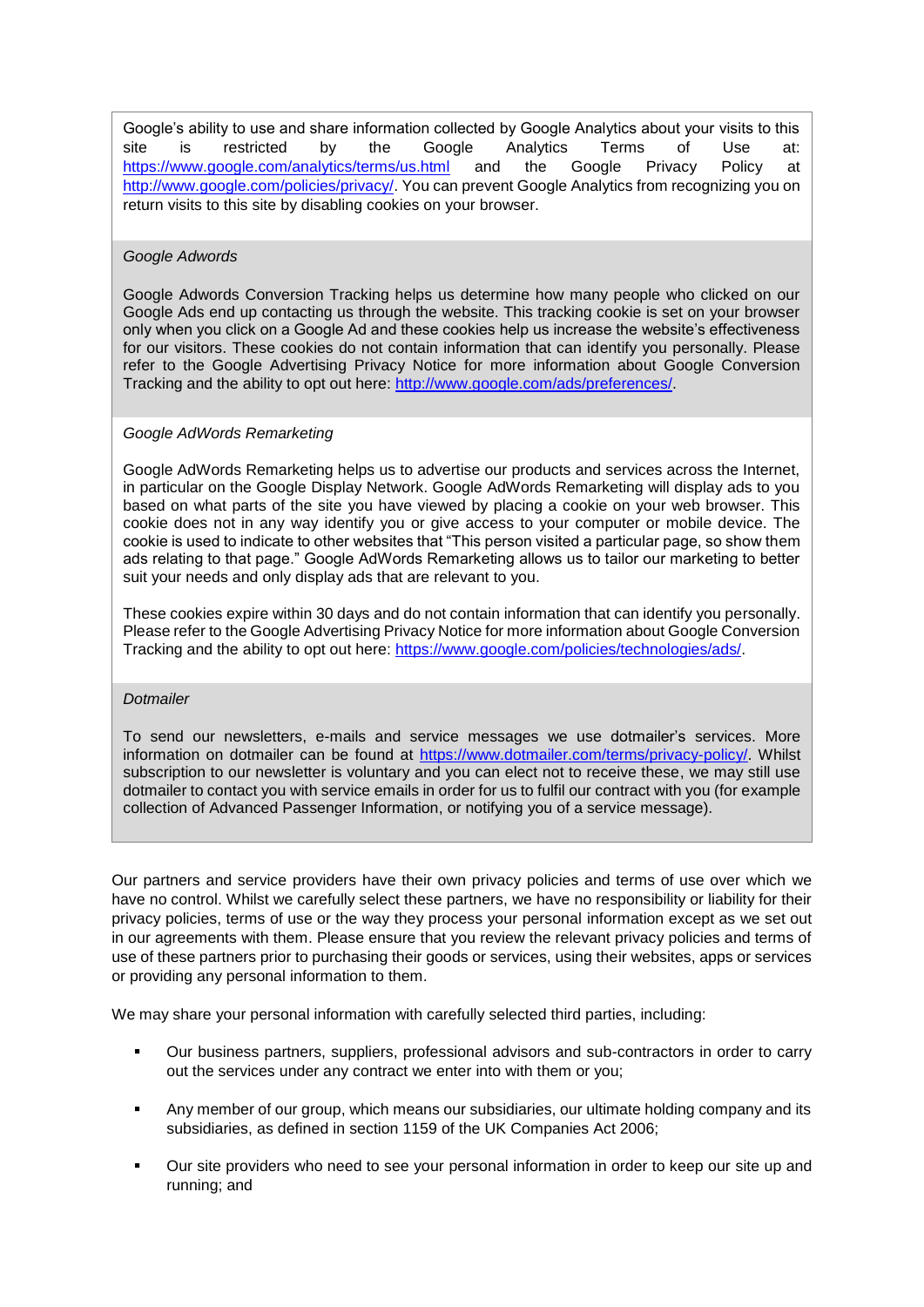Google's ability to use and share information collected by Google Analytics about your visits to this site is restricted by the Google Analytics Terms of Use at: https://www.google.com/analytics/terms/us.html and the Google Privacy Policy at http://www.google.com/policies/privacy/. You can prevent Google Analytics from recognizing you on return visits to this site by disabling cookies on your browser.

*Google Adwords*

Google Adwords Conversion Tracking helps us determine how many people who clicked on our Google Ads end up contacting us through the website. This tracking cookie is set on your browser only when you click on a Google Ad and these cookies help us increase the website's effectiveness for our visitors. These cookies do not contain information that can identify you personally. Please refer to the Google Advertising Privacy Notice for more information about Google Conversion Tracking and the ability to opt out here: http://www.google.com/ads/preferences/.

*Google AdWords Remarketing*

Google AdWords Remarketing helps us to advertise our products and services across the Internet, in particular on the Google Display Network. Google AdWords Remarketing will display ads to you based on what parts of the site you have viewed by placing a cookie on your web browser. This cookie does not in any way identify you or give access to your computer or mobile device. The cookie is used to indicate to other websites that "This person visited a particular page, so show them ads relating to that page." Google AdWords Remarketing allows us to tailor our marketing to better suit your needs and only display ads that are relevant to you.

These cookies expire within 30 days and do not contain information that can identify you personally. Please refer to the Google Advertising Privacy Notice for more information about Google Conversion Tracking and the ability to opt out here: https://www.google.com/policies/technologies/ads/.

*Dotmailer*

To send our newsletters, e-mails and service messages we use dotmailer's services. More information on dotmailer can be found at https://www.dotmailer.com/terms/privacy-policy/. Whilst subscription to our newsletter is voluntary and you can elect not to receive these, we may still use dotmailer to contact you with service emails in order for us to fulfil our contract with you (for example collection of Advanced Passenger Information, or notifying you of a service message).

Our partners and service providers have their own privacy policies and terms of use over which we have no control. Whilst we carefully select these partners, we have no responsibility or liability for their privacy policies, terms of use or the way they process your personal information except as we set out in our agreements with them. Please ensure that you review the relevant privacy policies and terms of use of these partners prior to purchasing their goods or services, using their websites, apps or services or providing any personal information to them.

We may share your personal information with carefully selected third parties, including:

- Our business partners, suppliers, professional advisors and sub-contractors in order to carry out the services under any contract we enter into with them or you;
- Any member of our group, which means our subsidiaries, our ultimate holding company and its subsidiaries, as defined in section 1159 of the UK Companies Act 2006;
- Our site providers who need to see your personal information in order to keep our site up and running; and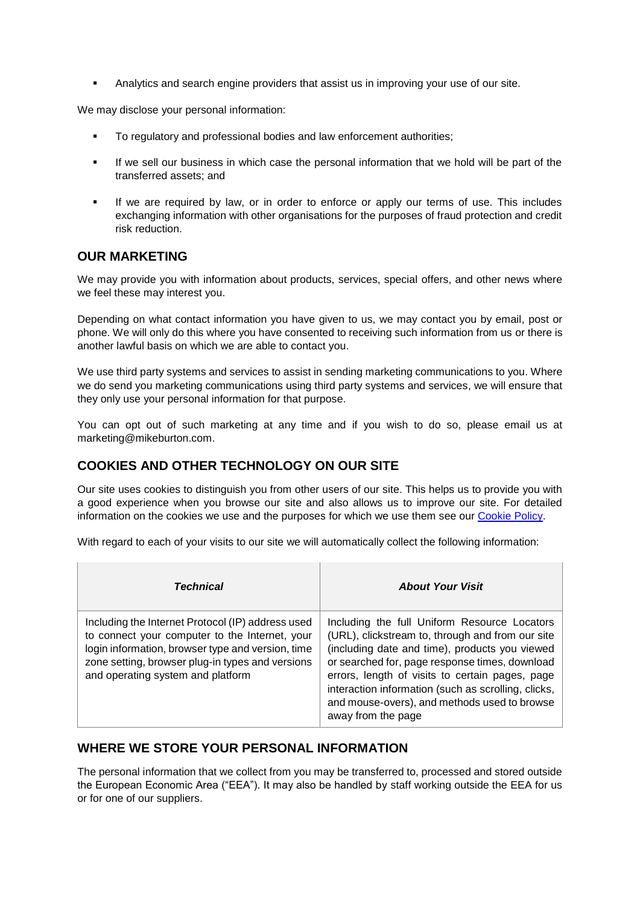- Analytics and search engine providers that assist us in improving your use of our site.

We may disclose your personal information:

- To regulatory and professional bodies and law enforcement authorities;
- If we sell our business in which case the personal information that we hold will be part of the transferred assets; and
- If we are required by law, or in order to enforce or apply our terms of use. This includes exchanging information with other organisations for the purposes of fraud protection and credit risk reduction.

## OUR MARKETING

We may provide you with information about products, services, special offers, and other news where we feel these may interest you.

Depending on what contact information you have given to us, we may contact you by email, post or phone. We will only do this where you have consented to receiving such information from us or there is another lawful basis on which we are able to contact you.

We use third party systems and services to assist in sending marketing communications to you. Where we do send you marketing communications using third party systems and services, we will ensure that they only use your personal information for that purpose.

You can opt out of such marketing at any time and if you wish to do so, please email us at marketing@mikeburton.com.

## COOKIES AND OTHER TECHNOLOGY ON OUR SITE

Our site uses cookies to distinguish you from other users of our site. This helps us to provide you with a good experience when you browse our site and also allows us to improve our site. For detailed information on the cookies we use and the purposes for which we use them see our Cookie Policy.

With regard to each of your visits to our site we will automatically collect the following information:

| ***Technical*** | ***About Your Visit*** |
|---|---|
| Including the Internet Protocol (IP) address used to connect your computer to the Internet, your login information, browser type and version, time zone setting, browser plug-in types and versions and operating system and platform | Including the full Uniform Resource Locators (URL), clickstream to, through and from our site (including date and time), products you viewed or searched for, page response times, download errors, length of visits to certain pages, page interaction information (such as scrolling, clicks, and mouse-overs), and methods used to browse away from the page |

## WHERE WE STORE YOUR PERSONAL INFORMATION

The personal information that we collect from you may be transferred to, processed and stored outside the European Economic Area ("EEA"). It may also be handled by staff working outside the EEA for us or for one of our suppliers.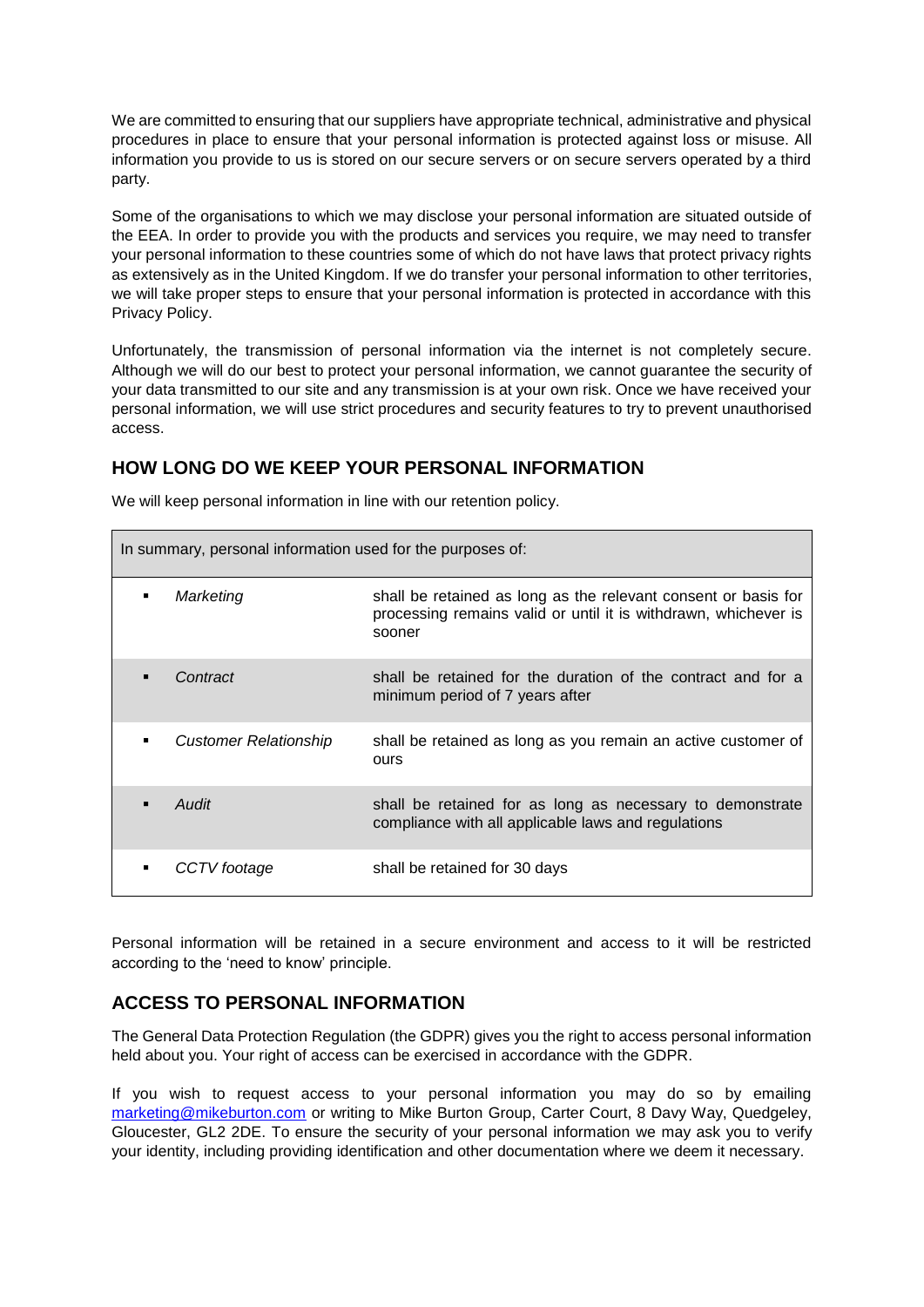We are committed to ensuring that our suppliers have appropriate technical, administrative and physical procedures in place to ensure that your personal information is protected against loss or misuse. All information you provide to us is stored on our secure servers or on secure servers operated by a third party.

Some of the organisations to which we may disclose your personal information are situated outside of the EEA. In order to provide you with the products and services you require, we may need to transfer your personal information to these countries some of which do not have laws that protect privacy rights as extensively as in the United Kingdom. If we do transfer your personal information to other territories, we will take proper steps to ensure that your personal information is protected in accordance with this Privacy Policy.

Unfortunately, the transmission of personal information via the internet is not completely secure. Although we will do our best to protect your personal information, we cannot guarantee the security of your data transmitted to our site and any transmission is at your own risk. Once we have received your personal information, we will use strict procedures and security features to try to prevent unauthorised access.

## HOW LONG DO WE KEEP YOUR PERSONAL INFORMATION

We will keep personal information in line with our retention policy.

| In summary, personal information used for the purposes of: | |
|---|---|
| ▪ *Marketing* | shall be retained as long as the relevant consent or basis for processing remains valid or until it is withdrawn, whichever is sooner |
| ▪ *Contract* | shall be retained for the duration of the contract and for a minimum period of 7 years after |
| ▪ *Customer Relationship* | shall be retained as long as you remain an active customer of ours |
| ▪ *Audit* | shall be retained for as long as necessary to demonstrate compliance with all applicable laws and regulations |
| ▪ *CCTV footage* | shall be retained for 30 days |

Personal information will be retained in a secure environment and access to it will be restricted according to the 'need to know' principle.

## ACCESS TO PERSONAL INFORMATION

The General Data Protection Regulation (the GDPR) gives you the right to access personal information held about you. Your right of access can be exercised in accordance with the GDPR.

If you wish to request access to your personal information you may do so by emailing marketing@mikeburton.com or writing to Mike Burton Group, Carter Court, 8 Davy Way, Quedgeley, Gloucester, GL2 2DE. To ensure the security of your personal information we may ask you to verify your identity, including providing identification and other documentation where we deem it necessary.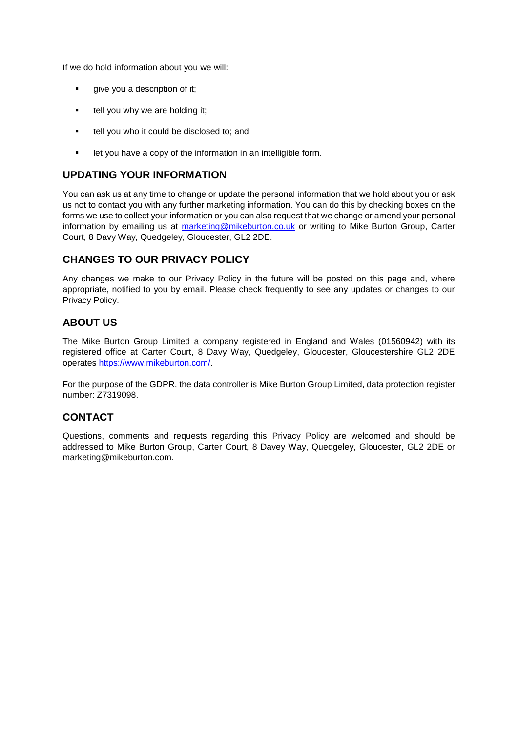If we do hold information about you we will:

- give you a description of it;
- tell you why we are holding it;
- tell you who it could be disclosed to; and
- let you have a copy of the information in an intelligible form.

## UPDATING YOUR INFORMATION

You can ask us at any time to change or update the personal information that we hold about you or ask us not to contact you with any further marketing information. You can do this by checking boxes on the forms we use to collect your information or you can also request that we change or amend your personal information by emailing us at marketing@mikeburton.co.uk or writing to Mike Burton Group, Carter Court, 8 Davy Way, Quedgeley, Gloucester, GL2 2DE.

## CHANGES TO OUR PRIVACY POLICY

Any changes we make to our Privacy Policy in the future will be posted on this page and, where appropriate, notified to you by email. Please check frequently to see any updates or changes to our Privacy Policy.

## ABOUT US

The Mike Burton Group Limited a company registered in England and Wales (01560942) with its registered office at Carter Court, 8 Davy Way, Quedgeley, Gloucester, Gloucestershire GL2 2DE operates https://www.mikeburton.com/.

For the purpose of the GDPR, the data controller is Mike Burton Group Limited, data protection register number: Z7319098.

## CONTACT

Questions, comments and requests regarding this Privacy Policy are welcomed and should be addressed to Mike Burton Group, Carter Court, 8 Davey Way, Quedgeley, Gloucester, GL2 2DE or marketing@mikeburton.com.